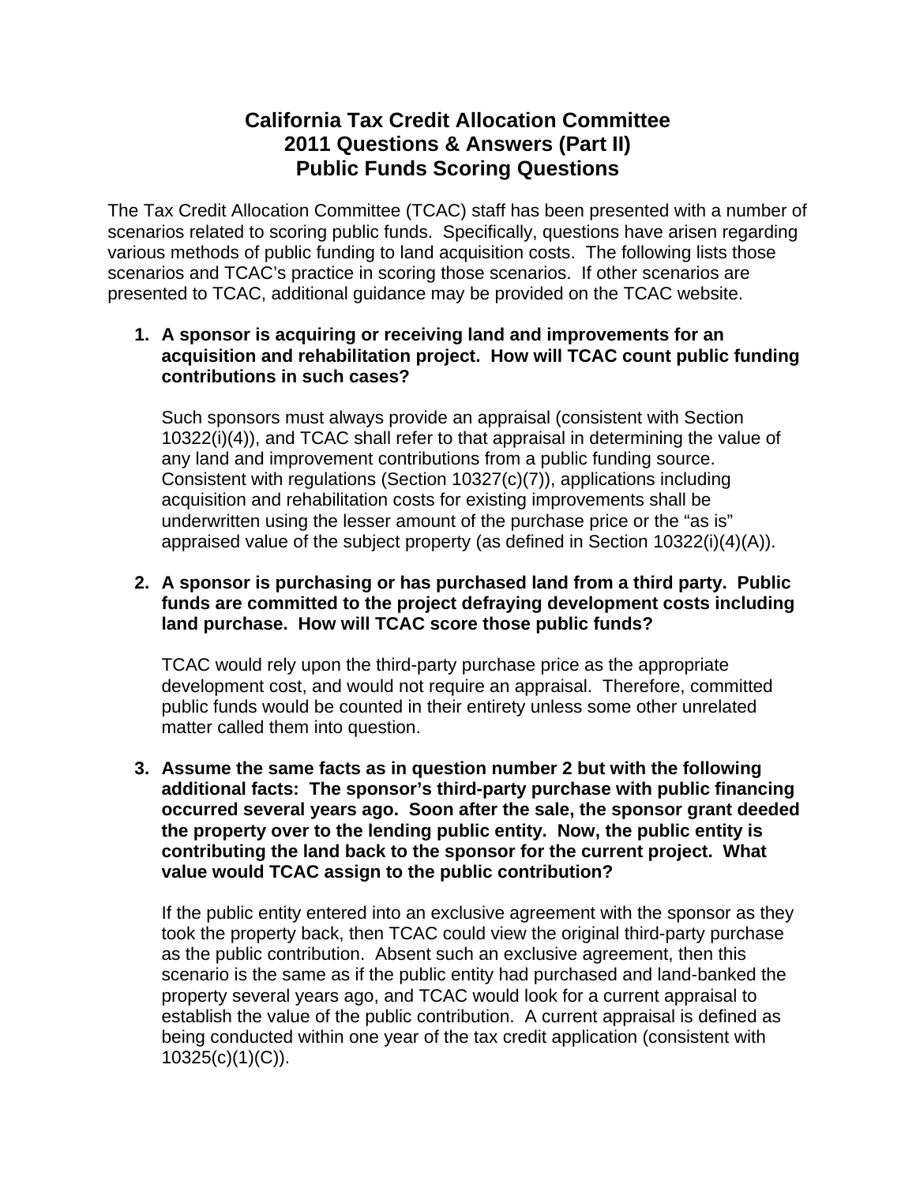# California Tax Credit Allocation Committee
## 2011 Questions & Answers (Part II)
## Public Funds Scoring Questions

The Tax Credit Allocation Committee (TCAC) staff has been presented with a number of scenarios related to scoring public funds. Specifically, questions have arisen regarding various methods of public funding to land acquisition costs. The following lists those scenarios and TCAC's practice in scoring those scenarios. If other scenarios are presented to TCAC, additional guidance may be provided on the TCAC website.

1. **A sponsor is acquiring or receiving land and improvements for an acquisition and rehabilitation project. How will TCAC count public funding contributions in such cases?**

   Such sponsors must always provide an appraisal (consistent with Section 10322(i)(4)), and TCAC shall refer to that appraisal in determining the value of any land and improvement contributions from a public funding source. Consistent with regulations (Section 10327(c)(7)), applications including acquisition and rehabilitation costs for existing improvements shall be underwritten using the lesser amount of the purchase price or the "as is" appraised value of the subject property (as defined in Section 10322(i)(4)(A)).

2. **A sponsor is purchasing or has purchased land from a third party. Public funds are committed to the project defraying development costs including land purchase. How will TCAC score those public funds?**

   TCAC would rely upon the third-party purchase price as the appropriate development cost, and would not require an appraisal. Therefore, committed public funds would be counted in their entirety unless some other unrelated matter called them into question.

3. **Assume the same facts as in question number 2 but with the following additional facts: The sponsor's third-party purchase with public financing occurred several years ago. Soon after the sale, the sponsor grant deeded the property over to the lending public entity. Now, the public entity is contributing the land back to the sponsor for the current project. What value would TCAC assign to the public contribution?**

   If the public entity entered into an exclusive agreement with the sponsor as they took the property back, then TCAC could view the original third-party purchase as the public contribution. Absent such an exclusive agreement, then this scenario is the same as if the public entity had purchased and land-banked the property several years ago, and TCAC would look for a current appraisal to establish the value of the public contribution. A current appraisal is defined as being conducted within one year of the tax credit application (consistent with 10325(c)(1)(C)).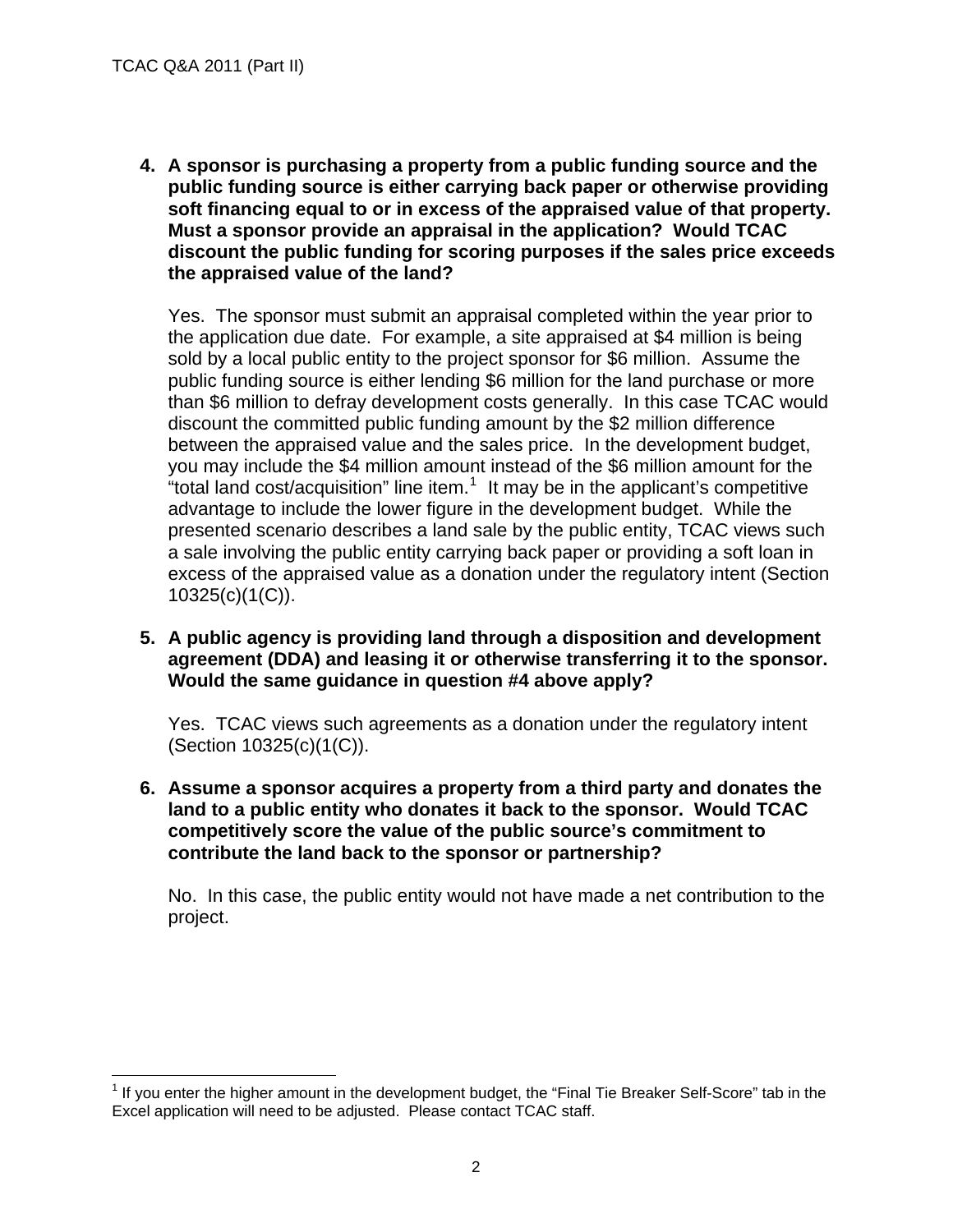**4. A sponsor is purchasing a property from a public funding source and the public funding source is either carrying back paper or otherwise providing soft financing equal to or in excess of the appraised value of that property. Must a sponsor provide an appraisal in the application? Would TCAC discount the public funding for scoring purposes if the sales price exceeds the appraised value of the land?**

Yes. The sponsor must submit an appraisal completed within the year prior to the application due date. For example, a site appraised at $4 million is being sold by a local public entity to the project sponsor for $6 million. Assume the public funding source is either lending $6 million for the land purchase or more than $6 million to defray development costs generally. In this case TCAC would discount the committed public funding amount by the $2 million difference between the appraised value and the sales price. In the development budget, you may include the $4 million amount instead of the $6 million amount for the "total land cost/acquisition" line item.[1] It may be in the applicant's competitive advantage to include the lower figure in the development budget. While the presented scenario describes a land sale by the public entity, TCAC views such a sale involving the public entity carrying back paper or providing a soft loan in excess of the appraised value as a donation under the regulatory intent (Section 10325(c)(1(C)).

**5. A public agency is providing land through a disposition and development agreement (DDA) and leasing it or otherwise transferring it to the sponsor. Would the same guidance in question #4 above apply?**

Yes. TCAC views such agreements as a donation under the regulatory intent (Section 10325(c)(1(C)).

**6. Assume a sponsor acquires a property from a third party and donates the land to a public entity who donates it back to the sponsor. Would TCAC competitively score the value of the public source's commitment to contribute the land back to the sponsor or partnership?**

No. In this case, the public entity would not have made a net contribution to the project.

---

[1] If you enter the higher amount in the development budget, the "Final Tie Breaker Self-Score" tab in the Excel application will need to be adjusted. Please contact TCAC staff.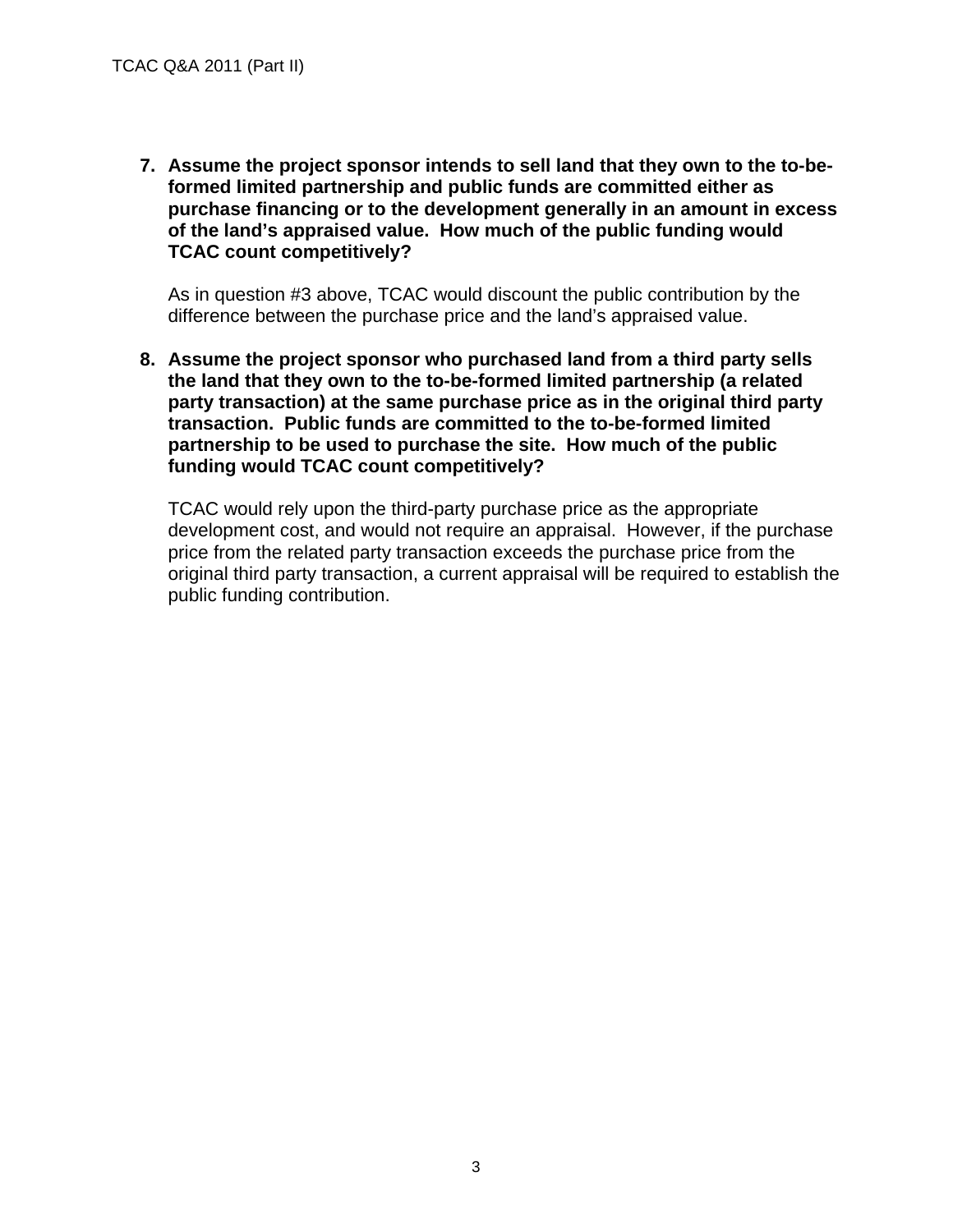7. **Assume the project sponsor intends to sell land that they own to the to-be-formed limited partnership and public funds are committed either as purchase financing or to the development generally in an amount in excess of the land's appraised value. How much of the public funding would TCAC count competitively?**

   As in question #3 above, TCAC would discount the public contribution by the difference between the purchase price and the land's appraised value.

8. **Assume the project sponsor who purchased land from a third party sells the land that they own to the to-be-formed limited partnership (a related party transaction) at the same purchase price as in the original third party transaction. Public funds are committed to the to-be-formed limited partnership to be used to purchase the site. How much of the public funding would TCAC count competitively?**

   TCAC would rely upon the third-party purchase price as the appropriate development cost, and would not require an appraisal. However, if the purchase price from the related party transaction exceeds the purchase price from the original third party transaction, a current appraisal will be required to establish the public funding contribution.